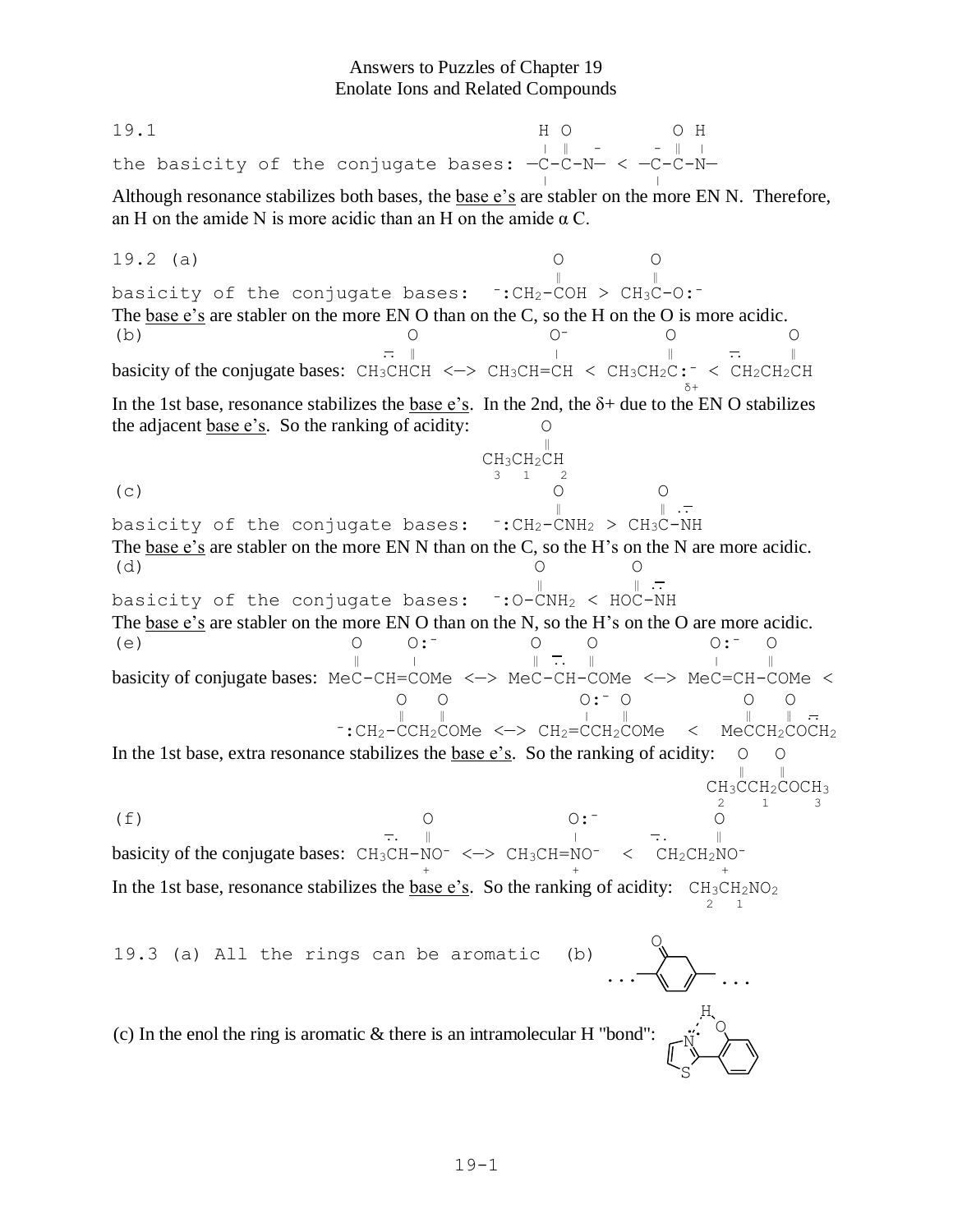# Answers to Puzzles of Chapter 19
## Enolate Ions and Related Compounds

**19.1**

```
                                             H  O            O  H
                                             |  ‖  -      -  ‖  |
the basicity of the conjugate bases:   —C-C-N—  <  —C-C-N—
                                             |            |
```

Although resonance stabilizes both bases, the base e's are stabler on the more EN N. Therefore, an H on the amide N is more acidic than an H on the amide α C.

**19.2 (a)**

```
                                        O           O
                                        ‖           ‖
basicity of the conjugate bases:  ⁻:CH2-COH  >  CH3C-O:⁻
```

The base e's are stabler on the more EN O than on the C, so the H on the O is more acidic.

**(b)**

```
                                  O               O⁻            O              O
                               ..  ‖               |             ‖          ..   ‖
basicity of the conjugate bases:  CH3CHCH  <—>  CH3CH=CH  <  CH3CH2C:⁻  <  CH2CH2CH
                                                                   δ+
```

In the 1st base, resonance stabilizes the base e's. In the 2nd, the δ+ due to the EN O stabilizes the adjacent base e's. So the ranking of acidity:

```
   O
   ‖
CH3CH2CH
 3  1  2
```

**(c)**

```
                                        O            O
                                        ‖            ‖ ..
basicity of the conjugate bases:  ⁻:CH2-CNH2  >  CH3C-NH
```

The base e's are stabler on the more EN N than on the C, so the H's on the N are more acidic.

**(d)**

```
                                      O           O
                                      ‖           ‖ ..
basicity of the conjugate bases:  ⁻:O-CNH2  <  HOC-NH
```

The base e's are stabler on the more EN O than on the N, so the H's on the O are more acidic.

**(e)**

```
                             O    O:⁻          O    O            O:⁻  O
                             ‖    |            ‖ ..  ‖             |    ‖
basicity of conjugate bases:  MeC-CH=COMe  <—>  MeC-CH-COMe  <—>  MeC=CH-COMe  <

                                O    O             O:⁻  O            O    O
                                ‖    ‖              |    ‖            ‖    ‖ ..
                          ⁻:CH2-CCH2COMe  <—>  CH2=CCH2COMe   <   MeCCH2COCH2
```

In the 1st base, extra resonance stabilizes the base e's. So the ranking of acidity:

```
  O    O
  ‖    ‖
CH3CCH2COCH3
  2   1    3
```

**(f)**

```
                                  ..  O              O:⁻          ..   O
                                   .  ‖               |             .   ‖
basicity of the conjugate bases:  CH3CH-NO⁻  <—>  CH3CH=NO⁻   <   CH2CH2NO⁻
                                        +                +                +
```

In the 1st base, resonance stabilizes the base e's. So the ranking of acidity: $CH_3CH_2NO_2$ (2, 1)

**19.3 (a)** All the rings can be aromatic **(b)** [structure: ...–cyclohexenone ring–...]

(c) In the enol the ring is aromatic & there is an intramolecular H "bond": [structure: 2-(2-hydroxyphenyl)thiazole with O–H···N hydrogen bond]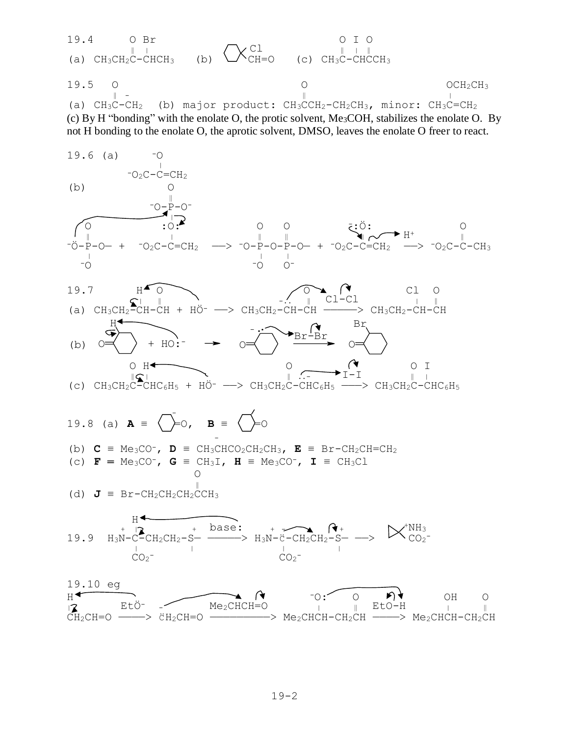19.4

(a) $CH_3CH_2C(=O)-CHBrCH_3$ (b) 1-chlorocyclohexane-1-carbaldehyde (ring with Cl and CH=O on the same carbon) (c) $CH_3C(=O)-CHI-C(=O)CH_3$

19.5

(a) $CH_3C(=O)-\bar{C}H_2$ (b) major product: $CH_3C(=O)CH_2-CH_2CH_3$, minor: $CH_3C(OCH_2CH_3)=CH_2$

(c) By H "bonding" with the enolate O, the protic solvent, $Me_3COH$, stabilizes the enolate O. By not H bonding to the enolate O, the aprotic solvent, DMSO, leaves the enolate O freer to react.

19.6 (a) $^{-}O_2C-C(O^{-})=CH_2$

(b) $^{-}O-P(=O)(O^{-})-O-$ + $^{-}O_2C-C(OPO_3^{2-})=CH_2$ ⟶ $^{-}O-P(=O)(O^{-})-O-P(=O)(O^{-})-O-$ + $^{-}O_2C-C(O^{-})=CH_2$ $\xrightarrow{H^+}$ $^{-}O_2C-C(=O)-CH_3$

19.7

(a) $CH_3CH_2-CH(H)-CH=O$ + $HO^{-}$ ⟶ $CH_3CH_2-\bar{C}H-CH=O$ $\xrightarrow{Cl-Cl}$ $CH_3CH_2-CHCl-CH=O$

(b) cyclohexanone (α-H) + $HO^{-}$ ⟶ cyclohexanone α-carbanion (enolate) $\xrightarrow{Br-Br}$ 2-bromocyclohexanone

(c) $CH_3CH_2C(=O)-CH(H)C_6H_5$ + $HO^{-}$ ⟶ $CH_3CH_2C(=O)-\bar{C}HC_6H_5$ $\xrightarrow{I-I}$ $CH_3CH_2C(=O)-CHIC_6H_5$

19.8 (a) **A** ≡ cyclohexanone enolate (carbanion at C-2), **B** ≡ 2-methylcyclohexanone

(b) **C** ≡ $Me_3CO^{-}$, **D** ≡ $CH_3\bar{C}HCO_2CH_2CH_3$, **E** ≡ $Br-CH_2CH=CH_2$

(c) **F** = $Me_3CO^{-}$, **G** ≡ $CH_3I$, **H** ≡ $Me_3CO^{-}$, **I** ≡ $CH_3Cl$

(d) **J** ≡ $Br-CH_2CH_2CH_2C(=O)CH_3$

19.9 $H_3\overset{+}{N}-CH(CO_2^{-})-CH_2CH_2-\overset{+}{S}-$ $\xrightarrow{base:}$ $H_3\overset{+}{N}-\ddot{C}^{-}(CO_2^{-})-CH_2CH_2-\overset{+}{S}-$ ⟶ 1-aminocyclopropane-1-carboxylate ($^{+}NH_3$, $CO_2^{-}$)

19.10 eg

$H-CH_2CH=O$ $\xrightarrow{EtO^{-}}$ $\ddot{C}^{-}H_2CH=O$ $\xrightarrow{Me_2CHCH=O}$ $Me_2CHCH(O^{-})-CH_2CH=O$ $\xrightarrow{EtO-H}$ $Me_2CHCH(OH)-CH_2CH=O$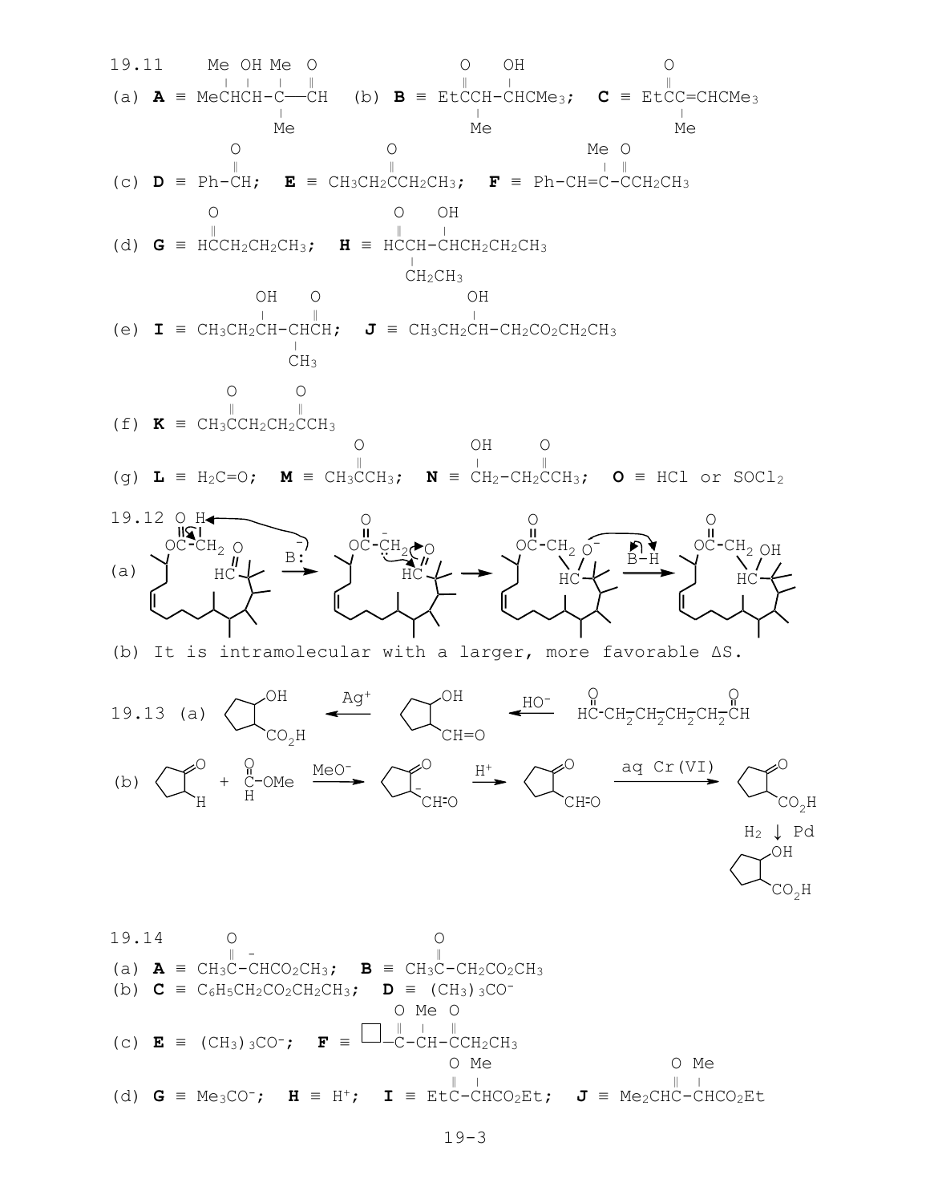**19.11**

(a) **A** ≡ MeCH(Me)CH(OH)–C(Me)(Me)–CHO  (b) **B** ≡ EtC(=O)CH(Me)–CH(OH)CMe$_3$;  **C** ≡ EtC(=O)C(Me)=CHCMe$_3$

(c) **D** ≡ Ph–CHO;  **E** ≡ $CH_3CH_2C(=O)CH_2CH_3$;  **F** ≡ Ph–CH=C(Me)–C(=O)CH$_2$CH$_3$

(d) **G** ≡ HC(=O)CH$_2$CH$_2$CH$_3$;  **H** ≡ HC(=O)CH(CH$_2$CH$_3$)–CH(OH)CH$_2$CH$_2$CH$_3$

(e) **I** ≡ CH$_3$CH$_2$CH(OH)–CH(CH$_3$)CHO;  **J** ≡ CH$_3$CH$_2$CH(OH)–CH$_2$CO$_2$CH$_2$CH$_3$

(f) **K** ≡ CH$_3$C(=O)CH$_2$CH$_2$C(=O)CH$_3$

(g) **L** ≡ H$_2$C=O;  **M** ≡ CH$_3$C(=O)CH$_3$;  **N** ≡ CH$_2$(OH)–CH$_2$C(=O)CH$_3$;  **O** ≡ HCl or SOCl$_2$

**19.12** (a) [Mechanism scheme: base (B:$^-$) removes an α-H from the acetate CH$_2$ of the macrocyclic precursor; the resulting enolate carbanion attacks the intramolecular aldehyde carbonyl (HC=O), giving an alkoxide O$^-$; protonation by B–H gives the OH product.]

(b) It is intramolecular with a larger, more favorable ΔS.

**19.13** (a) HC(=O)–CH$_2$–CH$_2$–CH$_2$–CH$_2$–CHO $\xrightarrow{HO^-}$ 2-hydroxycyclopentanecarbaldehyde (CH=O) $\xrightarrow{Ag^+}$ 2-hydroxycyclopentanecarboxylic acid (CO$_2$H)

(b) cyclopentanone + HC(=O)–OMe $\xrightarrow{MeO^-}$ enolate of 2-formylcyclopentanone $\xrightarrow{H^+}$ 2-formylcyclopentanone $\xrightarrow{\text{aq Cr(VI)}}$ 2-oxocyclopentanecarboxylic acid $\xrightarrow{H_2,\ Pd}$ 2-hydroxycyclopentanecarboxylic acid

**19.14**

(a) **A** ≡ CH$_3$C(=O)–$\bar{C}$HCO$_2$CH$_3$;  **B** ≡ CH$_3$C(=O)–CH$_2$CO$_2$CH$_3$

(b) **C** ≡ C$_6$H$_5$CH$_2$CO$_2$CH$_2$CH$_3$;  **D** ≡ (CH$_3$)$_3$CO$^-$

(c) **E** ≡ (CH$_3$)$_3$CO$^-$;  **F** ≡ □–C(=O)–CH(Me)–C(=O)CH$_2$CH$_3$

(d) **G** ≡ Me$_3$CO$^-$;  **H** ≡ H$^+$;  **I** ≡ EtC(=O)–CH(Me)CO$_2$Et;  **J** ≡ Me$_2$CHC(=O)–CH(Me)CO$_2$Et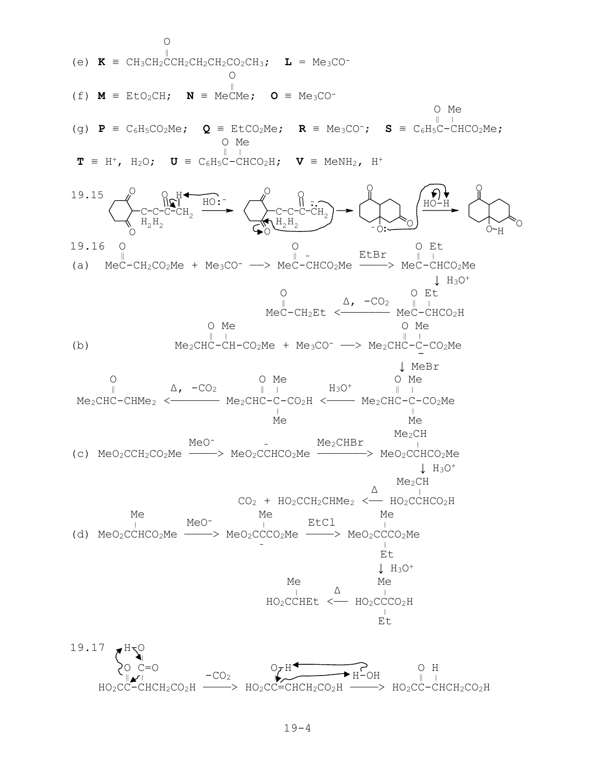(e) **K** ≡ $CH_3CH_2\overset{O}{\overset{\|}{C}}CH_2CH_2CH_2CO_2CH_3$;   **L** = $Me_3CO^-$

(f) **M** ≡ $EtO_2CH$;   **N** ≡ $Me\overset{O}{\overset{\|}{C}}Me$;   **O** ≡ $Me_3CO^-$

(g) **P** ≡ $C_6H_5CO_2Me$;   **Q** ≡ $EtCO_2Me$;   **R** ≡ $Me_3CO^-$;   **S** ≡ $C_6H_5\overset{O}{\overset{\|}{C}}-\overset{Me}{\overset{|}{C}}HCO_2Me$;

**T** ≡ $H^+$, $H_2O$;   **U** ≡ $C_6H_5\overset{O}{\overset{\|}{C}}-\overset{Me}{\overset{|}{C}}HCO_2H$;   **V** ≡ $MeNH_2$, $H^+$

19.15 (2-substituted cyclohexane-1,3-dione bearing a $-CH_2CH_2C(=O)CH_3$ side chain) $\xrightarrow{HO:^-}$ enolate ($-CH_2CH_2C(=O)\ddot{C}H_2^-$), which attacks a ring C=O intramolecularly $\longrightarrow$ bicyclic alkoxide ($^-O:$ at ring fusion) $\xrightarrow{HO-H}$ bicyclic diketone with OH at ring fusion

19.16

(a) $Me\overset{O}{\overset{\|}{C}}-CH_2CO_2Me + Me_3CO^- \longrightarrow Me\overset{O}{\overset{\|}{C}}-\overset{-}{C}HCO_2Me \xrightarrow{EtBr} Me\overset{O}{\overset{\|}{C}}-\overset{Et}{\overset{|}{C}}HCO_2Me$

$\downarrow H_3O^+$

$Me\overset{O}{\overset{\|}{C}}-CH_2Et \xleftarrow{\Delta,\ -CO_2} Me\overset{O}{\overset{\|}{C}}-\overset{Et}{\overset{|}{C}}HCO_2H$

(b) $Me_2CH\overset{O}{\overset{\|}{C}}-\overset{Me}{\overset{|}{C}}H-CO_2Me + Me_3CO^- \longrightarrow Me_2CH\overset{O}{\overset{\|}{C}}-\overset{Me}{\overset{|}{\underset{-}{C}}}-CO_2Me$

$\downarrow MeBr$

$Me_2CH\overset{O}{\overset{\|}{C}}-CHMe_2 \xleftarrow{\Delta,\ -CO_2} Me_2CH\overset{O}{\overset{\|}{C}}-\underset{Me}{\overset{Me}{C}}-CO_2H \xleftarrow{H_3O^+} Me_2CH\overset{O}{\overset{\|}{C}}-\underset{Me}{\overset{Me}{C}}-CO_2Me$

(c) $MeO_2CCH_2CO_2Me \xrightarrow{MeO^-} MeO_2C\overset{-}{C}HCO_2Me \xrightarrow{Me_2CHBr} MeO_2C\overset{Me_2CH}{\overset{|}{C}}HCO_2Me$

$\downarrow H_3O^+$

$CO_2 + HO_2CCH_2CHMe_2 \xleftarrow{\Delta} HO_2C\overset{Me_2CH}{\overset{|}{C}}HCO_2H$

(d) $MeO_2C\overset{Me}{\overset{|}{C}}HCO_2Me \xrightarrow{MeO^-} MeO_2C\underset{-}{\overset{Me}{C}}CO_2Me \xrightarrow{EtCl} MeO_2C\underset{Et}{\overset{Me}{C}}CO_2Me$

$\downarrow H_3O^+$

$HO_2C\overset{Me}{\overset{|}{C}}HEt \xleftarrow{\Delta} HO_2C\underset{Et}{\overset{Me}{C}}CO_2H$

19.17 $HO_2C\overset{O}{\overset{\|}{C}}-\overset{C(=O)OH}{\overset{|}{C}}HCH_2CO_2H \xrightarrow{-CO_2} HO_2C\overset{O-H}{\overset{|}{C}}=CHCH_2CO_2H \xrightarrow{H-OH} HO_2C\overset{O}{\overset{\|}{C}}-\overset{H}{\overset{|}{C}}HCH_2CO_2H$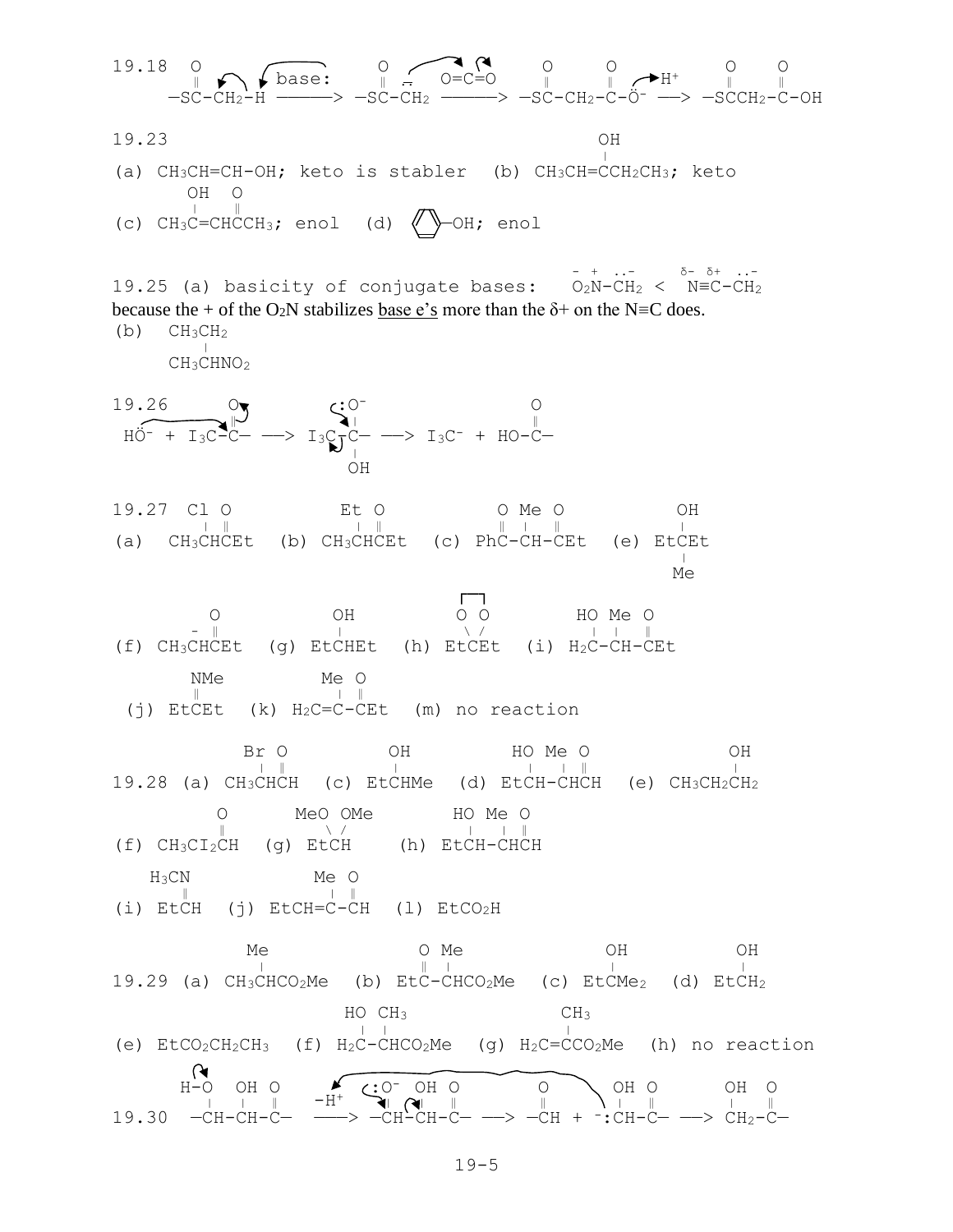19.18 $-SC(=O)-CH_2-H \xrightarrow{\text{base:}} -SC(=O)-\bar{C}H_2 \xrightarrow{O=C=O} -SC(=O)-CH_2-C(=O)-O^- \xrightarrow{H^+} -SC(=O)CH_2-C(=O)-OH$

19.23

(a) $CH_3CH=CH-OH$; keto is stabler (b) $CH_3CH=C(OH)CH_2CH_3$; keto

(c) $CH_3C(OH)=CHC(=O)CH_3$; enol (d) (benzene ring)–OH; enol

19.25 (a) basicity of conjugate bases: $\overset{-\ +}{O_2N}-\overset{..-}{C}H_2 < \overset{\delta-\ \delta+}{N{\equiv}C}-\overset{..-}{C}H_2$

because the + of the $O_2N$ stabilizes base e's more than the δ+ on the N≡C does.

(b) $CH_3CH_2$ attached to $CH_3CHNO_2$ (i.e., $CH_3CH(CH_2CH_3)NO_2$)

19.26 $H\ddot{O}^- + I_3C-C(=O)- \longrightarrow I_3C-C(:O^-)(OH)- \longrightarrow I_3C^- + HO-C(=O)-$

19.27 (a) $CH_3CH(Cl)C(=O)Et$ (b) $CH_3CH(Et)C(=O)Et$ (c) $PhC(=O)-CH(Me)-C(=O)Et$ (e) $EtC(OH)(Me)Et$

(f) $CH_3\overset{-}{C}HC(=O)Et$ (g) $EtCH(OH)Et$ (h) $EtC(O\frown O)Et$ (cyclic ketal) (i) $H_2C(OH)-CH(Me)-C(=O)Et$

(j) $EtC(=NMe)Et$ (k) $H_2C=C(Me)-C(=O)Et$ (m) no reaction

19.28 (a) $CH_3CH(Br)CH(=O)$ (c) $EtCH(OH)Me$ (d) $EtCH(OH)-CH(Me)CH(=O)$ (e) $CH_3CH_2CH_2OH$

(f) $CH_3CI_2CH(=O)$ (g) $EtCH(OMe)(OMe)$ (h) $EtCH(OH)-CH(Me)CH(=O)$

(i) $EtCH(=NCH_3)$ (j) $EtCH=C(Me)-CH(=O)$ (l) $EtCO_2H$

19.29 (a) $CH_3CH(Me)CO_2Me$ (b) $EtC(=O)-CH(Me)CO_2Me$ (c) $EtC(OH)Me_2$ (d) $EtCH_2OH$

(e) $EtCO_2CH_2CH_3$ (f) $H_2C(OH)-CH(CH_3)CO_2Me$ (g) $H_2C=C(CH_3)CO_2Me$ (h) no reaction

19.30 $-CH(OH)-CH(OH)-C(=O)- \xrightarrow{-H^+} -CH(:O^-)-CH(OH)-C(=O)- \longrightarrow -CH(=O) + {}^-:CH(OH)-C(=O)- \longrightarrow CH_2(OH)-C(=O)-$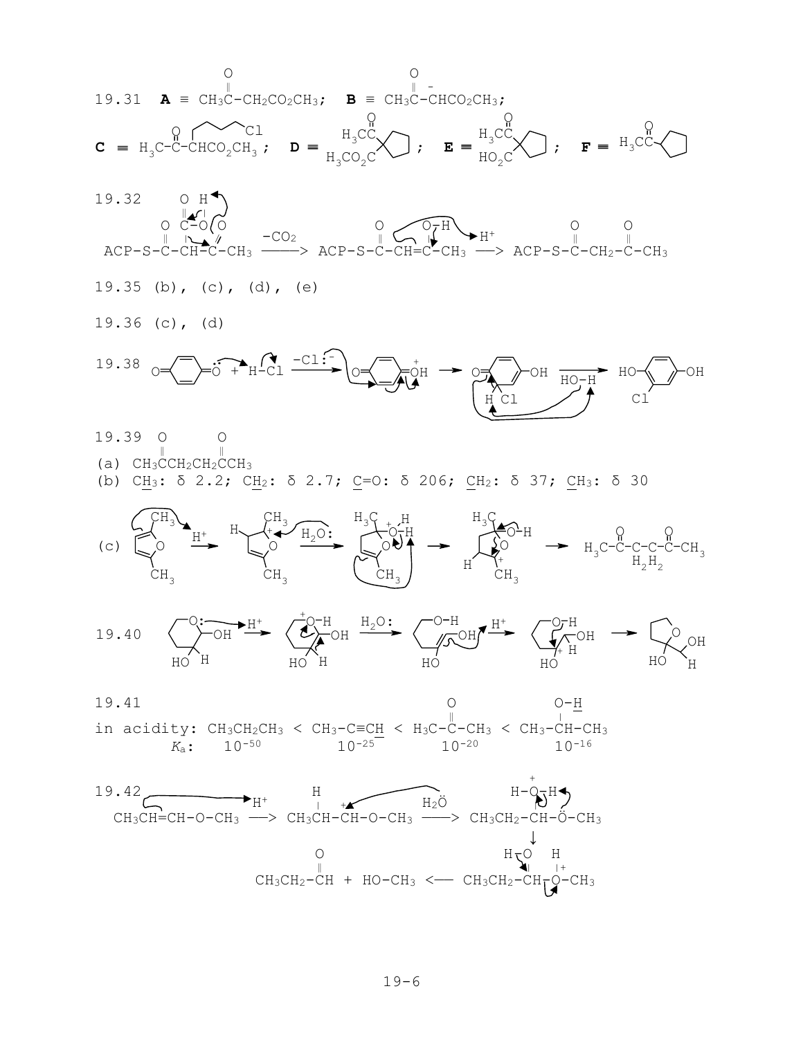19.31 **A** ≡ $CH_3C(=O)-CH_2CO_2CH_3$; **B** ≡ $CH_3C(=O)-\overset{-}{C}HCO_2CH_3$;

**C** ≡ $H_3C-C(=O)-CH(CH_2CH_2CH_2CH_2Cl)CO_2CH_3$; **D** ≡ 1-acetyl-1-(methoxycarbonyl)cyclopentane ($H_3CC(=O)$, $H_3CO_2C$ on cyclopentane); **E** ≡ 1-acetylcyclopentanecarboxylic acid ($H_3CC(=O)$, $HO_2C$ on cyclopentane); **F** ≡ $H_3CC(=O)$-cyclopentane

19.32

ACP-S-C(=O)-CH(COOH)-C(=O)-$CH_3$ $\xrightarrow{-CO_2}$ ACP-S-C(=O)-CH=C(OH)-$CH_3$ → ($H^+$) ACP-S-C(=O)-$CH_2$-C(=O)-$CH_3$

19.35 (b), (c), (d), (e)

19.36 (c), (d)

19.38 O=C₆H₄=O (p-benzoquinone) + H-Cl $\xrightarrow{-Cl^-}$ O=C₆H₄=$\overset{+}{O}$H → (Cl⁻ adds) O=C(ring, H, Cl)-C₆-OH $\xrightarrow{HO-H}$ HO-C₆H₃(Cl)-OH

19.39

(a) $CH_3C(=O)CH_2CH_2C(=O)CH_3$

(b) $C\underline{H}_3$: δ 2.2; $C\underline{H}_2$: δ 2.7; $\underline{C}$=O: δ 206; $\underline{C}H_2$: δ 37; $\underline{C}H_3$: δ 30

(c) 2,5-dimethylfuran + $H^+$ → protonated furan cation → ($H_2O$:) → oxonium adduct → hemiketal/oxocarbenium → $H_3C-C(=O)-CH_2-CH_2-C(=O)-CH_3$

19.40 Cyclic hemiacetal (tetrahydropyran with OH, HO, H) + $H^+$ → ring-opened oxonium → ($H_2O$:) → enol intermediate → ($H^+$) → cation → tetrahydrofuran product (HO, OH, H)

19.41

in acidity: $CH_3CH_2CH_3$ < $CH_3-C\equiv C\underline{H}$ < $H_3C-C(=O)-CH_3$ < $CH_3-CH(O-\underline{H})-CH_3$

| | $CH_3CH_2CH_3$ | $CH_3-C\equiv C\underline{H}$ | $H_3C-C(=O)-CH_3$ | $CH_3-CH(O-\underline{H})-CH_3$ |
|---|---|---|---|---|
| $K_a$: | $10^{-50}$ | $10^{-25}$ | $10^{-20}$ | $10^{-16}$ |

19.42

$CH_3CH=CH-O-CH_3$ $\xrightarrow{H^+}$ $CH_3CH(H)-\overset{+}{C}H-O-CH_3$ $\xrightarrow{H_2\ddot{O}}$ $CH_3CH_2-CH(\overset{+}{O}H_2)-\ddot{O}-CH_3$

↓

$CH_3CH_2-C(=O)H$ + $HO-CH_3$ ⟵ $CH_3CH_2-CH(OH)-\overset{+}{O}(H)-CH_3$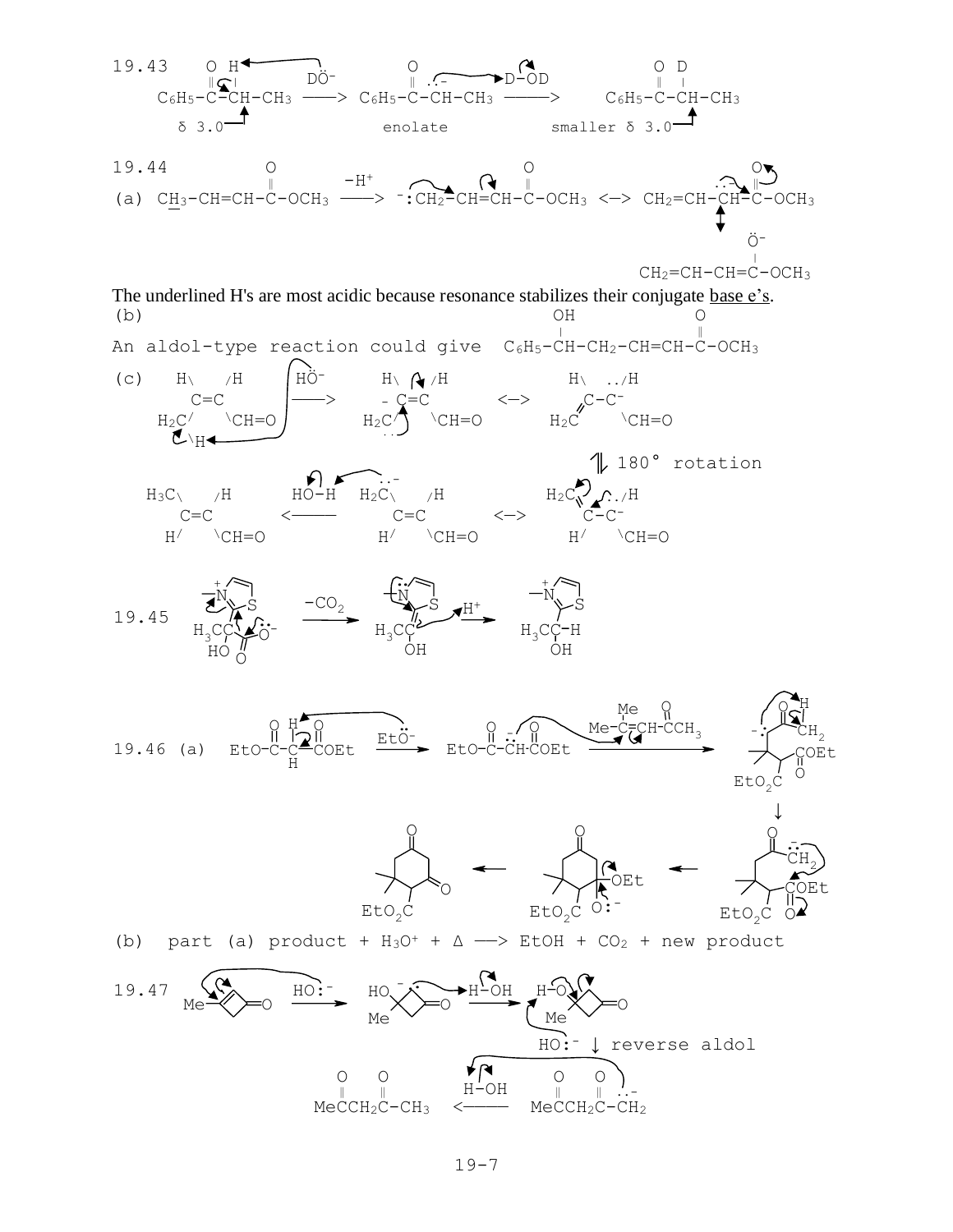19.43

$$C_6H_5-\overset{O}{\overset{\|}{C}}-\overset{H}{\overset{|}{C}}H-CH_3 \xrightarrow{D\ddot{O}^-} C_6H_5-\overset{O}{\overset{\|}{C}}-\ddot{C}^-H-CH_3 \longrightarrow C_6H_5-\overset{O}{\overset{\|}{C}}-\overset{D}{\overset{|}{C}}H-CH_3$$

δ 3.0 — enolate (+ D–OD) — smaller δ 3.0

19.44

(a) $CH_3-CH=CH-\overset{O}{\overset{\|}{C}}-OCH_3 \xrightarrow{-H^+} {}^-{:}CH_2-CH=CH-\overset{O}{\overset{\|}{C}}-OCH_3 \longleftrightarrow CH_2=CH-\ddot{C}^-H-\overset{O}{\overset{\|}{C}}-OCH_3 \longleftrightarrow CH_2=CH-CH=\overset{\ddot{O}^-}{\overset{|}{C}}-OCH_3$

The underlined H's are most acidic because resonance stabilizes their conjugate base e's.

(b)

An aldol-type reaction could give $C_6H_5-\overset{OH}{\overset{|}{C}}H-CH_2-CH=CH-\overset{O}{\overset{\|}{C}}-OCH_3$

(c) (H)(H)C=C(H)(CH=O) with $H_2C$ (cis-2-butenal, deprotonated at $CH_3$ by $H\ddot{O}^-$) ⟶ $^-H_2\ddot{C}$–CH=CH–CH=O ⟷ $H_2C$=CH–$\ddot{C}^-$H–CH=O ⇌ (180° rotation) $H_2C$=CH–$\ddot{C}^-$H–CH=O ⟷ $^-\ddot{C}H_2$–CH=CH–CH=O (trans) ⟵ (HO–H) trans $H_3C$–CH=CH–CH=O

19.45 Thiazolium adduct ($H_3C$–C(OH)–$CO_2^-$ at C-2) $\xrightarrow{-CO_2}$ enamine/ylide ($H_3C$–C(OH)=C2, neutral N:) $\xrightarrow{H^+}$ thiazolium with $H_3C$–CH(OH)– at C-2

19.46 (a) $EtO-\overset{O}{\overset{\|}{C}}-\overset{H}{\overset{|}{C}}H-\overset{O}{\overset{\|}{C}}OEt \xrightarrow{Et\ddot{O}^-} EtO-\overset{O}{\overset{\|}{C}}-\ddot{C}^-H-\overset{O}{\overset{\|}{C}}OEt \xrightarrow{Me_2C=CH-\overset{O}{\overset{\|}{C}}CH_3}$ Michael adduct (enolate, proton transfer to give $^-{:}CH_2$ ketone enolate) ⟶ intramolecular attack on COEt ⟶ tetrahedral intermediate (loses $^-OEt$) ⟶ 5,5-dimethyl-4-($CO_2Et$)-cyclohexane-1,3-dione

(b) part (a) product + $H_3O^+$ + Δ ⟶ EtOH + $CO_2$ + new product

19.47 Me-cyclobutenone $\xrightarrow{HO:^-}$ HO(Me)-cyclobutanone carbanion ⟶ (H–OH) ⟶ H–O(Me)-cyclobutanone $\xrightarrow{HO:^-}$ ↓ reverse aldol ⟶ $Me\overset{O}{\overset{\|}{C}}CH_2\overset{O}{\overset{\|}{C}}-\ddot{C}H_2^-$ $\xleftarrow{H-OH}$ ⟶ $Me\overset{O}{\overset{\|}{C}}CH_2\overset{O}{\overset{\|}{C}}-CH_3$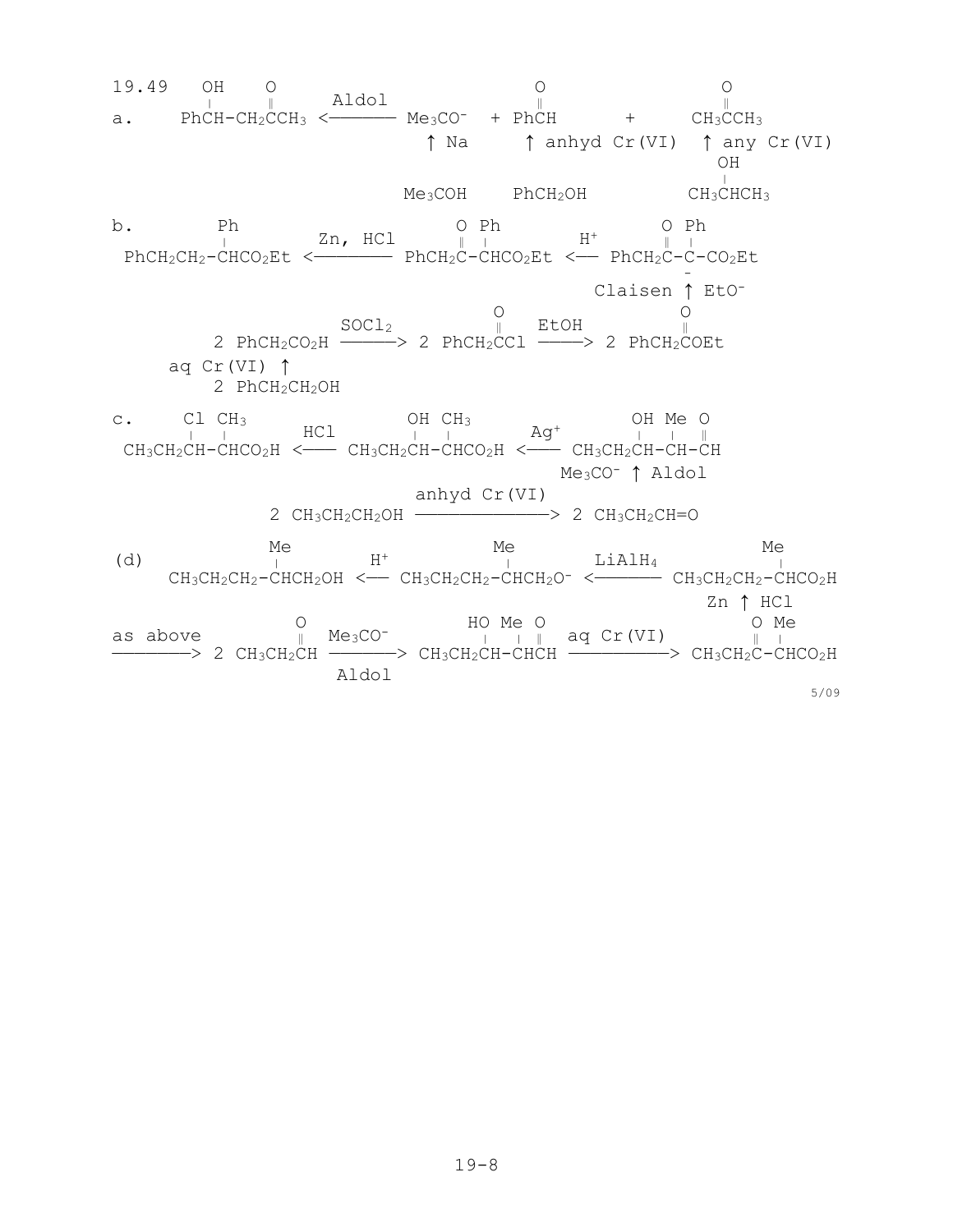19.49

a.

$$PhCH(OH)\text{-}CH_2C(=O)CH_3 \xleftarrow{\text{Aldol}} Me_3CO^- + PhCH(=O) + CH_3C(=O)CH_3$$

$Me_3CO^-$ ↑ Na from $Me_3COH$; $PhCH(=O)$ ↑ anhyd Cr(VI) from $PhCH_2OH$; $CH_3C(=O)CH_3$ ↑ any Cr(VI) from $CH_3CH(OH)CH_3$

b.

$$PhCH_2CH_2\text{-}CH(Ph)CO_2Et \xleftarrow{\text{Zn, HCl}} PhCH_2C(=O)\text{-}CH(Ph)CO_2Et \xleftarrow{H^+} PhCH_2C(=O)\text{-}\bar{C}(Ph)\text{-}CO_2Et$$

Claisen ↑ $EtO^-$

$$2\ PhCH_2CO_2H \xrightarrow{SOCl_2} 2\ PhCH_2C(=O)Cl \xrightarrow{EtOH} 2\ PhCH_2C(=O)OEt$$

aq Cr(VI) ↑ $2\ PhCH_2CH_2OH$

c.

$$CH_3CH_2CH(Cl)\text{-}CH(CH_3)CO_2H \xleftarrow{HCl} CH_3CH_2CH(OH)\text{-}CH(CH_3)CO_2H \xleftarrow{Ag^+} CH_3CH_2CH(OH)\text{-}CH(Me)\text{-}CH(=O)$$

$Me_3CO^-$ ↑ Aldol

$$2\ CH_3CH_2CH_2OH \xrightarrow{\text{anhyd Cr(VI)}} 2\ CH_3CH_2CH{=}O$$

(d)

$$CH_3CH_2CH_2\text{-}CH(Me)CH_2OH \xleftarrow{H^+} CH_3CH_2CH_2\text{-}CH(Me)CH_2O^- \xleftarrow{LiAlH_4} CH_3CH_2CH_2\text{-}CH(Me)CO_2H$$

Zn ↑ HCl

$$\xrightarrow{\text{as above}} 2\ CH_3CH_2CH(=O) \xrightarrow[\text{Aldol}]{Me_3CO^-} CH_3CH_2CH(HO)\text{-}CH(Me)CH(=O) \xrightarrow{\text{aq Cr(VI)}} CH_3CH_2C(=O)\text{-}CH(Me)CO_2H$$

5/09